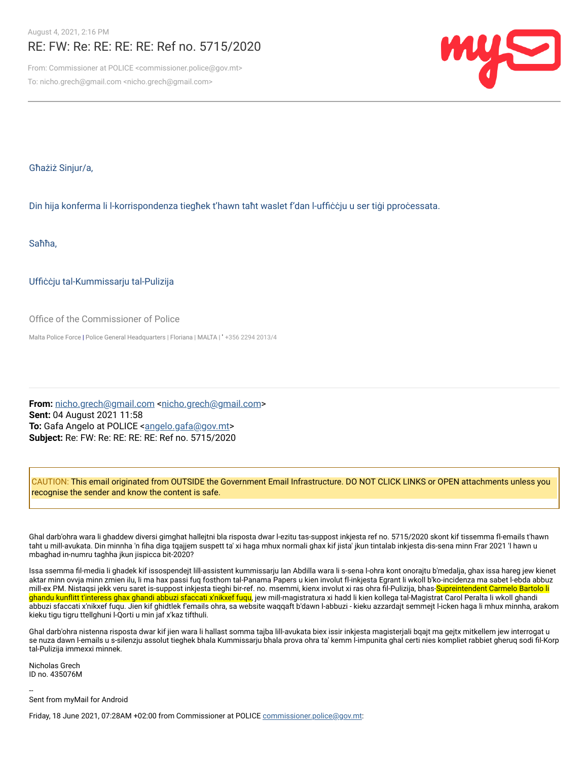August 4, 2021, 2:16 PM

# RE: FW: Re: RE: RE: RE: Ref no. 5715/2020

From: Commissioner at POLICE <commissioner.police@gov.mt>

To: nicho.grech@gmail.com <nicho.grech@gmail.com>

---

Għażiż Sinjur/a,

Din hija konferma li l-korrispondenza tiegħek t'hawn taħt waslet f'dan l-uffiċċju u ser tiġi pproċessata.

Saħħa,

Uffiċċju tal-Kummissarju tal-Pulizija

Office of the Commissioner of Police

Malta Police Force | Police General Headquarters | Floriana | MALTA | ' +356 2294 2013/4

---

**From:** nicho.grech@gmail.com <nicho.grech@gmail.com>
**Sent:** 04 August 2021 11:58
**To:** Gafa Angelo at POLICE <angelo.gafa@gov.mt>
**Subject:** Re: FW: Re: RE: RE: RE: Ref no. 5715/2020

CAUTION: This email originated from OUTSIDE the Government Email Infrastructure. DO NOT CLICK LINKS or OPEN attachments unless you recognise the sender and know the content is safe.

Ghal darb'ohra wara li ghaddew diversi gimghat hallejtni bla risposta dwar l-ezitu tas-suppost inkjesta ref no. 5715/2020 skont kif tissemma fl-emails t'hawn taht u mill-avukata. Din minnha 'n fiha diga tqajjem suspett ta' xi haga mhux normali ghax kif jista' jkun tintalab inkjesta dis-sena minn Frar 2021 'l hawn u mbaghad in-numru taghha jkun jispicca bit-2020?

Issa semma fil-media li ghadek kif issospendejt lill-assistent kummissarju Ian Abdilla wara li s-sena l-ohra kont onorajtu b'medalja, ghax issa hareg jew kienet aktar minn ovvja minn zmien ilu, li ma hax passi fuq fosthom tal-Panama Papers u kien involut fl-inkjesta Egrant li wkoll b'ko-incidenza ma sabet l-ebda abbuz mill-ex PM. Nistaqsi jekk veru saret is-suppost inkjesta tieghi bir-ref. no. msemmi, kienx involut xi ras ohra fil-Pulizija, bhas-Supreintendent Carmelo Bartolo li ghandu kunflitt t'interess ghax ghandi abbuzi sfaccati x'nikxef fuqu, jew mill-magistratura xi hadd li kien kollega tal-Magistrat Carol Peralta li wkoll ghandi abbuzi sfaccati x'nikxef fuqu. Jien kif ghidtlek f'emails ohra, sa website waqqaft b'dawn l-abbuzi - kieku azzardajt semmejt l-icken haga li mhux minnha, arakom kieku tigu tigru ttellghuni l-Qorti u min jaf x'kaz tifthuli.

Ghal darb'ohra nistenna risposta dwar kif jien wara li hallast somma tajba lill-avukata biex issir inkjesta magisterjali bqajt ma gejtx mitkellem jew interrogat u se nuza dawn l-emails u s-silenzju assolut tieghek bhala Kummissarju bhala prova ohra ta' kemm l-impunita ghal certi nies kompliet rabbiet gheruq sodi fil-Korp tal-Pulizija immexxi minnek.

Nicholas Grech
ID no. 435076M

--
Sent from myMail for Android

Friday, 18 June 2021, 07:28AM +02:00 from Commissioner at POLICE commissioner.police@gov.mt: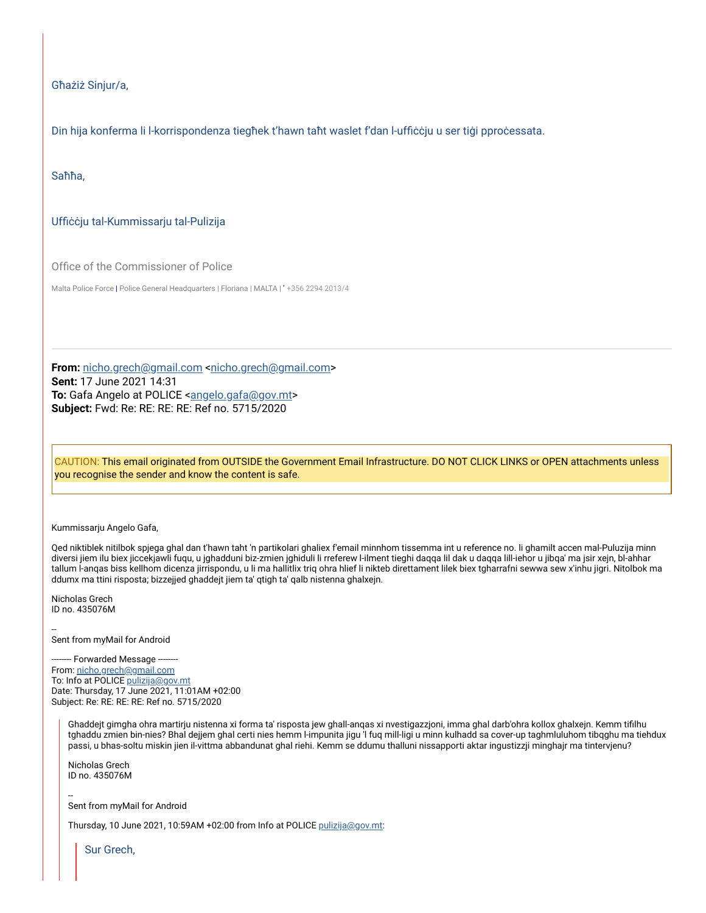Għażiż Sinjur/a,

Din hija konferma li l-korrispondenza tiegħek t'hawn taħt waslet f'dan l-uffiċċju u ser tiġi pproċessata.

Saħħa,

Uffiċċju tal-Kummissarju tal-Pulizija

Office of the Commissioner of Police

Malta Police Force | Police General Headquarters | Floriana | MALTA | ' +356 2294 2013/4

---

**From:** nicho.grech@gmail.com <nicho.grech@gmail.com>
**Sent:** 17 June 2021 14:31
**To:** Gafa Angelo at POLICE <angelo.gafa@gov.mt>
**Subject:** Fwd: Re: RE: RE: RE: Ref no. 5715/2020

CAUTION: This email originated from OUTSIDE the Government Email Infrastructure. DO NOT CLICK LINKS or OPEN attachments unless you recognise the sender and know the content is safe.

Kummissarju Angelo Gafa,

Qed niktiblek nitilbok spjega ghal dan t'hawn taht 'n partikolari ghaliex f'email minnhom tissemma int u reference no. li ghamilt accen mal-Puluzija minn diversi jiem ilu biex jiccekjawli fuqu, u jghadduni biz-zmien jghiduli li rreferew l-ilment tieghi daqqa lil dak u daqqa lill-iehor u jibqa' ma jsir xejn, bl-ahhar tallum l-anqas biss kellhom dicenza jirrispondu, u li ma hallitlix triq ohra hlief li nikteb direttament lilek biex tgharrafni sewwa sew x'inhu jigri. Nitolbok ma ddumx ma ttini risposta; bizzejjed ghaddejt jiem ta' qtigh ta' qalb nistenna ghalxejn.

Nicholas Grech
ID no. 435076M

--
Sent from myMail for Android

-------- Forwarded Message --------
From: nicho.grech@gmail.com
To: Info at POLICE pulizija@gov.mt
Date: Thursday, 17 June 2021, 11:01AM +02:00
Subject: Re: RE: RE: RE: Ref no. 5715/2020

> Ghaddejt gimgha ohra martirju nistenna xi forma ta' risposta jew ghall-anqas xi nvestigazzjoni, imma ghal darb'ohra kollox ghalxejn. Kemm tifilhu tghaddu zmien bin-nies? Bhal dejjem ghal certi nies hemm l-impunita jigu 'l fuq mill-ligi u minn kulhadd sa cover-up taghmluluhom tibqghu ma tiehdux passi, u bhas-soltu miskin jien il-vittma abbandunat ghal riehi. Kemm se ddumu thalluni nissapporti aktar ingustizzji minghajr ma tintervjenu?
>
> Nicholas Grech
> ID no. 435076M
>
> --
> Sent from myMail for Android
>
> Thursday, 10 June 2021, 10:59AM +02:00 from Info at POLICE pulizija@gov.mt:
>
>> Sur Grech,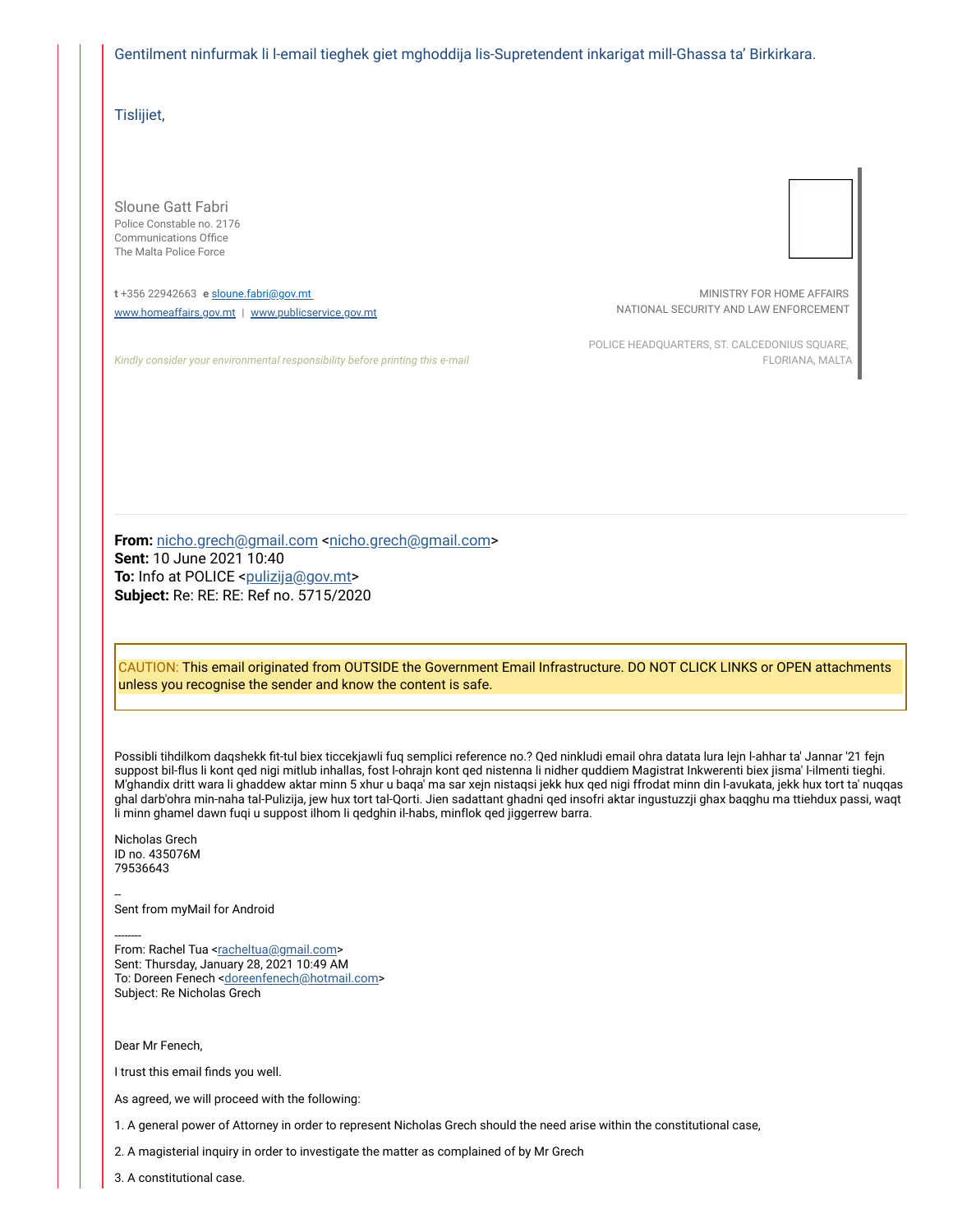Gentilment ninfurmak li l-email tiegħek giet mgħoddija lis-Supretendent inkarigat mill-Għassa ta' Birkirkara.

Tislijiet,

Sloune Gatt Fabri
Police Constable no. 2176
Communications Office
The Malta Police Force

**t** +356 22942663 **e** sloune.fabri@gov.mt
www.homeaffairs.gov.mt | www.publicservice.gov.mt

MINISTRY FOR HOME AFFAIRS
NATIONAL SECURITY AND LAW ENFORCEMENT

POLICE HEADQUARTERS, ST. CALCEDONIUS SQUARE,
FLORIANA, MALTA

*Kindly consider your environmental responsibility before printing this e-mail*

---

**From:** nicho.grech@gmail.com <nicho.grech@gmail.com>
**Sent:** 10 June 2021 10:40
**To:** Info at POLICE <pulizija@gov.mt>
**Subject:** Re: RE: RE: Ref no. 5715/2020

CAUTION: This email originated from OUTSIDE the Government Email Infrastructure. DO NOT CLICK LINKS or OPEN attachments unless you recognise the sender and know the content is safe.

Possibli tihdilkom daqshekk fit-tul biex ticcekjawli fuq semplici reference no.? Qed ninkludi email ohra datata lura lejn l-ahhar ta' Jannar '21 fejn suppost bil-flus li kont qed nigi mitlub inhallas, fost l-ohrajn kont qed nistenna li nidher quddiem Magistrat Inkwerenti biex jisma' l-ilmenti tieghi. M'ghandix dritt wara li ghaddew aktar minn 5 xhur u baqa' ma sar xejn nistaqsi jekk hux qed nigi ffrodat minn din l-avukata, jekk hux tort ta' nuqqas ghal darb'ohra min-naha tal-Pulizija, jew hux tort tal-Qorti. Jien sadattant ghadni qed insofri aktar ingustuzzji ghax baqghu ma ttiehdux passi, waqt li minn ghamel dawn fuqi u suppost ilhom li qedghin il-habs, minflok qed jiggerrew barra.

Nicholas Grech
ID no. 435076M
79536643

--
Sent from myMail for Android

--------
From: Rachel Tua <racheltua@gmail.com>
Sent: Thursday, January 28, 2021 10:49 AM
To: Doreen Fenech <doreenfenech@hotmail.com>
Subject: Re Nicholas Grech

Dear Mr Fenech,

I trust this email finds you well.

As agreed, we will proceed with the following:

1. A general power of Attorney in order to represent Nicholas Grech should the need arise within the constitutional case,

2. A magisterial inquiry in order to investigate the matter as complained of by Mr Grech

3. A constitutional case.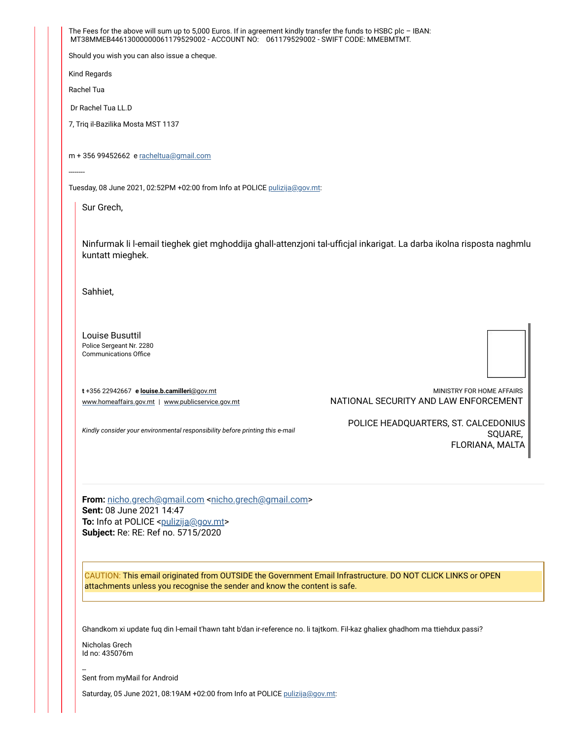The Fees for the above will sum up to 5,000 Euros. If in agreement kindly transfer the funds to HSBC plc – IBAN: MT38MMEB44613000000061179529002 - ACCOUNT NO: 061179529002 - SWIFT CODE: MMEBMTMT.

Should you wish you can also issue a cheque.

Kind Regards

Rachel Tua

Dr Rachel Tua LL.D

7, Triq il-Bazilika Mosta MST 1137

m + 356 99452662 e racheltua@gmail.com

--------

Tuesday, 08 June 2021, 02:52PM +02:00 from Info at POLICE pulizija@gov.mt:

> Sur Grech,
>
> Ninfurmak li l-email tieghek giet mghoddija ghall-attenzjoni tal-ufficjal inkarigat. La darba ikolna risposta naghmlu kuntatt mieghek.
>
> Sahhiet,
>
> Louise Busuttil
> Police Sergeant Nr. 2280
> Communications Office
>
> **t** +356 22942667 **e louise.b.camilleri**@gov.mt
> www.homeaffairs.gov.mt | www.publicservice.gov.mt
>
> MINISTRY FOR HOME AFFAIRS
> NATIONAL SECURITY AND LAW ENFORCEMENT
>
> *Kindly consider your environmental responsibility before printing this e-mail*
>
> POLICE HEADQUARTERS, ST. CALCEDONIUS SQUARE,
> FLORIANA, MALTA
>
> ---
>
> **From:** nicho.grech@gmail.com <nicho.grech@gmail.com>
> **Sent:** 08 June 2021 14:47
> **To:** Info at POLICE <pulizija@gov.mt>
> **Subject:** Re: RE: Ref no. 5715/2020
>
> CAUTION: This email originated from OUTSIDE the Government Email Infrastructure. DO NOT CLICK LINKS or OPEN attachments unless you recognise the sender and know the content is safe.
>
> Ghandkom xi update fuq din l-email t'hawn taht b'dan ir-reference no. li tajtkom. Fil-kaz ghaliex ghadhom ma ttiehdux passi?
>
> Nicholas Grech
> Id no: 435076m
>
> --
> Sent from myMail for Android
>
> Saturday, 05 June 2021, 08:19AM +02:00 from Info at POLICE pulizija@gov.mt: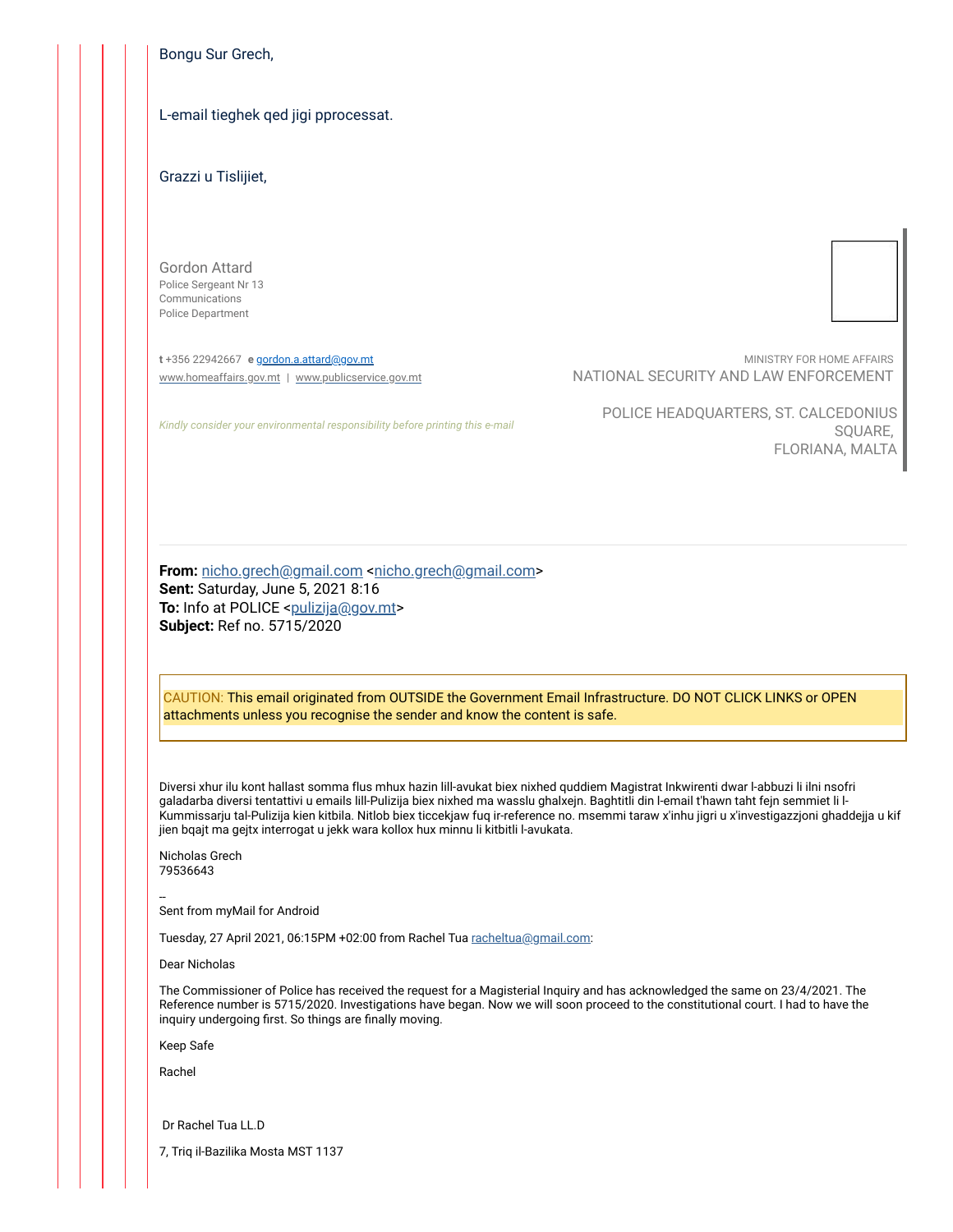Bongu Sur Grech,

L-email tieghek qed jigi pprocessat.

Grazzi u Tislijiet,

Gordon Attard
Police Sergeant Nr 13
Communications
Police Department

**t** +356 22942667 **e** gordon.a.attard@gov.mt
www.homeaffairs.gov.mt | www.publicservice.gov.mt

*Kindly consider your environmental responsibility before printing this e-mail*

MINISTRY FOR HOME AFFAIRS
NATIONAL SECURITY AND LAW ENFORCEMENT

POLICE HEADQUARTERS, ST. CALCEDONIUS SQUARE,
FLORIANA, MALTA

---

**From:** nicho.grech@gmail.com <nicho.grech@gmail.com>
**Sent:** Saturday, June 5, 2021 8:16
**To:** Info at POLICE <pulizija@gov.mt>
**Subject:** Ref no. 5715/2020

CAUTION: This email originated from OUTSIDE the Government Email Infrastructure. DO NOT CLICK LINKS or OPEN attachments unless you recognise the sender and know the content is safe.

Diversi xhur ilu kont hallast somma flus mhux hazin lill-avukat biex nixhed quddiem Magistrat Inkwirenti dwar l-abbuzi li ilni nsofri galadarba diversi tentattivi u emails lill-Pulizija biex nixhed ma wasslu ghalxejn. Baghtitli din l-email t'hawn taht fejn semmiet li l-Kummissarju tal-Pulizija kien kitbila. Nitlob biex ticcekjaw fuq ir-reference no. msemmi taraw x'inhu jigri u x'investigazzjoni ghaddejja u kif jien bqajt ma gejtx interrogat u jekk wara kollox hux minnu li kitbitli l-avukata.

Nicholas Grech
79536643

--
Sent from myMail for Android

Tuesday, 27 April 2021, 06:15PM +02:00 from Rachel Tua racheltua@gmail.com:

Dear Nicholas

The Commissioner of Police has received the request for a Magisterial Inquiry and has acknowledged the same on 23/4/2021. The Reference number is 5715/2020. Investigations have began. Now we will soon proceed to the constitutional court. I had to have the inquiry undergoing first. So things are finally moving.

Keep Safe

Rachel

Dr Rachel Tua LL.D

7, Triq il-Bazilika Mosta MST 1137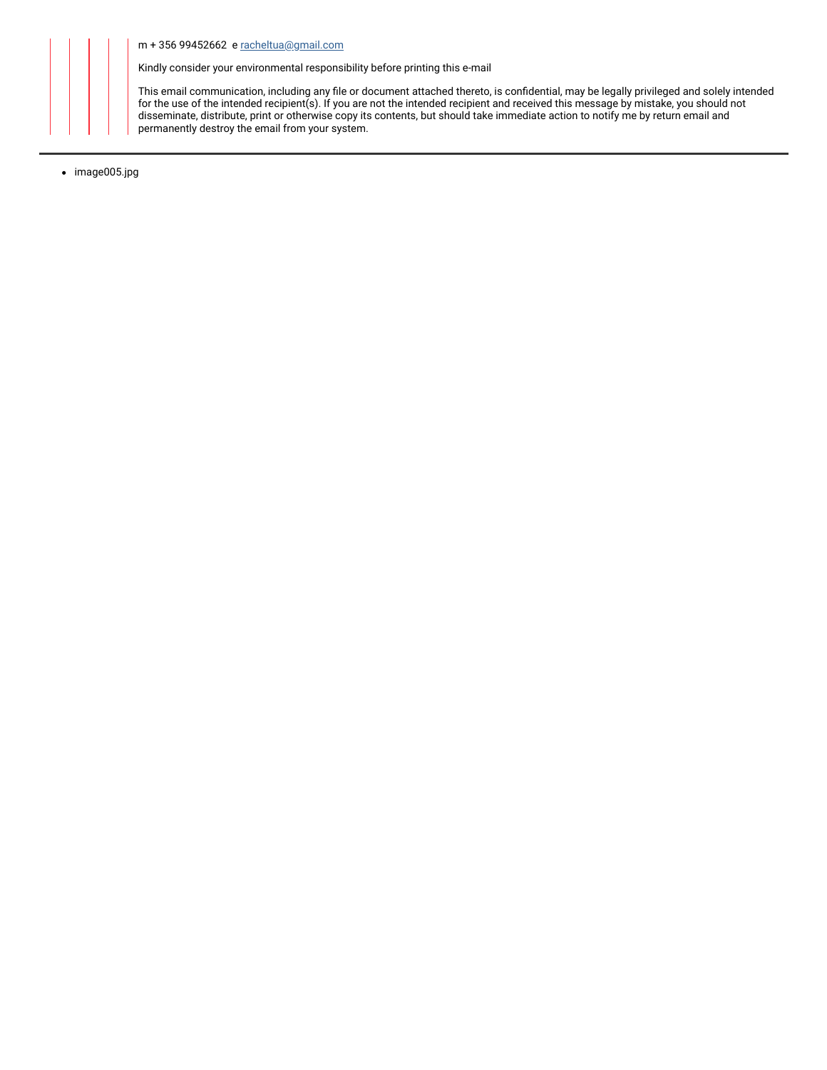m + 356 99452662  e racheltua@gmail.com

Kindly consider your environmental responsibility before printing this e-mail

This email communication, including any file or document attached thereto, is confidential, may be legally privileged and solely intended for the use of the intended recipient(s). If you are not the intended recipient and received this message by mistake, you should not disseminate, distribute, print or otherwise copy its contents, but should take immediate action to notify me by return email and permanently destroy the email from your system.

---

- image005.jpg